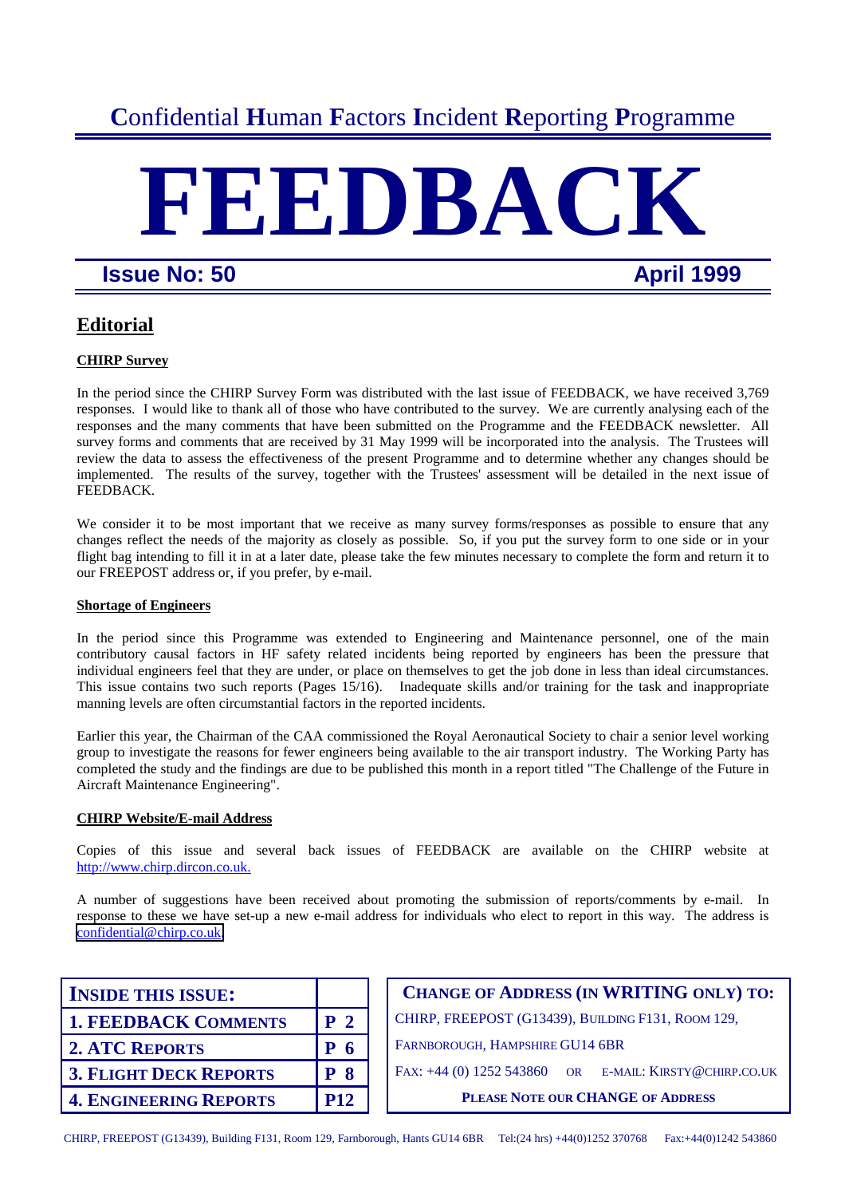# Confidential Human Factors Incident Reporting Programme

# FEEDBACK

**Issue No: 50** **April 1999**

## Editorial

### CHIRP Survey

In the period since the CHIRP Survey Form was distributed with the last issue of FEEDBACK, we have received 3,769 responses. I would like to thank all of those who have contributed to the survey. We are currently analysing each of the responses and the many comments that have been submitted on the Programme and the FEEDBACK newsletter. All survey forms and comments that are received by 31 May 1999 will be incorporated into the analysis. The Trustees will review the data to assess the effectiveness of the present Programme and to determine whether any changes should be implemented. The results of the survey, together with the Trustees' assessment will be detailed in the next issue of FEEDBACK.

We consider it to be most important that we receive as many survey forms/responses as possible to ensure that any changes reflect the needs of the majority as closely as possible. So, if you put the survey form to one side or in your flight bag intending to fill it in at a later date, please take the few minutes necessary to complete the form and return it to our FREEPOST address or, if you prefer, by e-mail.

### Shortage of Engineers

In the period since this Programme was extended to Engineering and Maintenance personnel, one of the main contributory causal factors in HF safety related incidents being reported by engineers has been the pressure that individual engineers feel that they are under, or place on themselves to get the job done in less than ideal circumstances. This issue contains two such reports (Pages 15/16). Inadequate skills and/or training for the task and inappropriate manning levels are often circumstantial factors in the reported incidents.

Earlier this year, the Chairman of the CAA commissioned the Royal Aeronautical Society to chair a senior level working group to investigate the reasons for fewer engineers being available to the air transport industry. The Working Party has completed the study and the findings are due to be published this month in a report titled "The Challenge of the Future in Aircraft Maintenance Engineering".

### CHIRP Website/E-mail Address

Copies of this issue and several back issues of FEEDBACK are available on the CHIRP website at http://www.chirp.dircon.co.uk.

A number of suggestions have been received about promoting the submission of reports/comments by e-mail. In response to these we have set-up a new e-mail address for individuals who elect to report in this way. The address is confidential@chirp.co.uk

| INSIDE THIS ISSUE: | |
|---|---|
| 1. FEEDBACK COMMENTS | P 2 |
| 2. ATC REPORTS | P 6 |
| 3. FLIGHT DECK REPORTS | P 8 |
| 4. ENGINEERING REPORTS | P12 |

**CHANGE OF ADDRESS (IN WRITING ONLY) TO:**

CHIRP, FREEPOST (G13439), BUILDING F131, ROOM 129,
FARNBOROUGH, HAMPSHIRE GU14 6BR

FAX: +44 (0) 1252 543860 OR E-MAIL: KIRSTY@CHIRP.CO.UK

**PLEASE NOTE OUR CHANGE OF ADDRESS**

CHIRP, FREEPOST (G13439), Building F131, Room 129, Farnborough, Hants GU14 6BR Tel:(24 hrs) +44(0)1252 370768 Fax:+44(0)1242 543860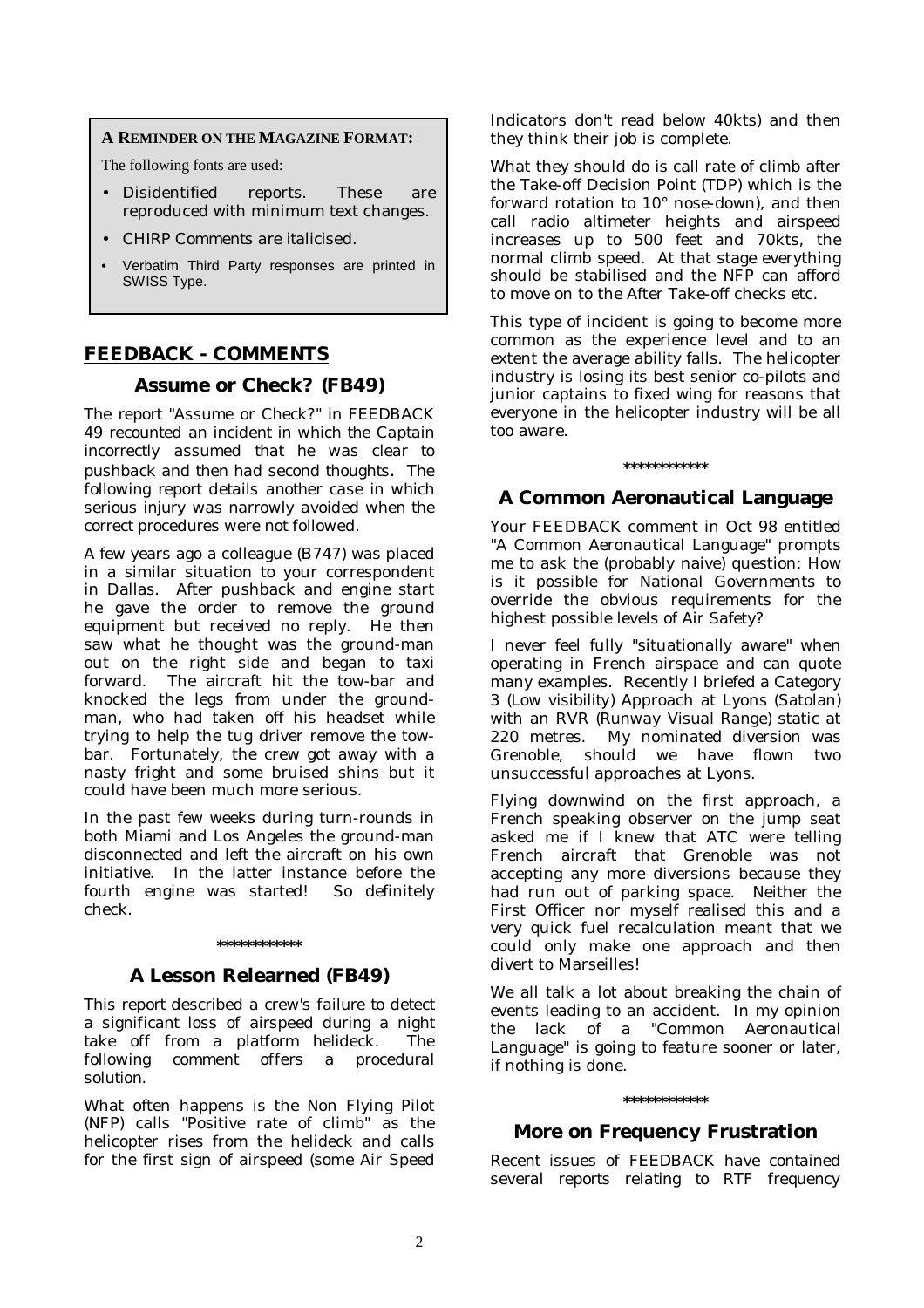**A REMINDER ON THE MAGAZINE FORMAT:**

The following fonts are used:

- Disidentified reports. These are reproduced with minimum text changes.
- *CHIRP Comments are italicised.*
- Verbatim Third Party responses are printed in SWISS Type.

## FEEDBACK - COMMENTS

### Assume or Check? (FB49)

The report "Assume or Check?" in FEEDBACK 49 recounted an incident in which the Captain incorrectly assumed that he was clear to pushback and then had second thoughts. The following report details another case in which serious injury was narrowly avoided when the correct procedures were not followed.

A few years ago a colleague (B747) was placed in a similar situation to your correspondent in Dallas. After pushback and engine start he gave the order to remove the ground equipment but received no reply. He then saw what he thought was the ground-man out on the right side and began to taxi forward. The aircraft hit the tow-bar and knocked the legs from under the ground-man, who had taken off his headset while trying to help the tug driver remove the tow-bar. Fortunately, the crew got away with a nasty fright and some bruised shins but it could have been much more serious.

In the past few weeks during turn-rounds in both Miami and Los Angeles the ground-man disconnected and left the aircraft on his own initiative. In the latter instance before the fourth engine was started! So definitely check.

\*\*\*\*\*\*\*\*\*\*\*\*

### A Lesson Relearned (FB49)

This report described a crew's failure to detect a significant loss of airspeed during a night take off from a platform helideck. The following comment offers a procedural solution.

What often happens is the Non Flying Pilot (NFP) calls "Positive rate of climb" as the helicopter rises from the helideck and calls for the first sign of airspeed (some Air Speed Indicators don't read below 40kts) and then they think their job is complete.

What they should do is call rate of climb after the Take-off Decision Point (TDP) which is the forward rotation to 10° nose-down), and then call radio altimeter heights and airspeed increases up to 500 feet and 70kts, the normal climb speed. At that stage everything should be stabilised and the NFP can afford to move on to the After Take-off checks etc.

This type of incident is going to become more common as the experience level and to an extent the average ability falls. The helicopter industry is losing its best senior co-pilots and junior captains to fixed wing for reasons that everyone in the helicopter industry will be all too aware.

\*\*\*\*\*\*\*\*\*\*\*\*

### A Common Aeronautical Language

Your FEEDBACK comment in Oct 98 entitled "A Common Aeronautical Language" prompts me to ask the (probably naive) question: How is it possible for National Governments to override the obvious requirements for the highest possible levels of Air Safety?

I never feel fully "situationally aware" when operating in French airspace and can quote many examples. Recently I briefed a Category 3 (Low visibility) Approach at Lyons (Satolan) with an RVR (Runway Visual Range) static at 220 metres. My nominated diversion was Grenoble, should we have flown two unsuccessful approaches at Lyons.

Flying downwind on the first approach, a French speaking observer on the jump seat asked me if I knew that ATC were telling French aircraft that Grenoble was not accepting any more diversions because they had run out of parking space. Neither the First Officer nor myself realised this and a very quick fuel recalculation meant that we could only make one approach and then divert to Marseilles!

We all talk a lot about breaking the chain of events leading to an accident. In my opinion the lack of a "Common Aeronautical Language" is going to feature sooner or later, if nothing is done.

\*\*\*\*\*\*\*\*\*\*\*\*

### More on Frequency Frustration

Recent issues of FEEDBACK have contained several reports relating to RTF frequency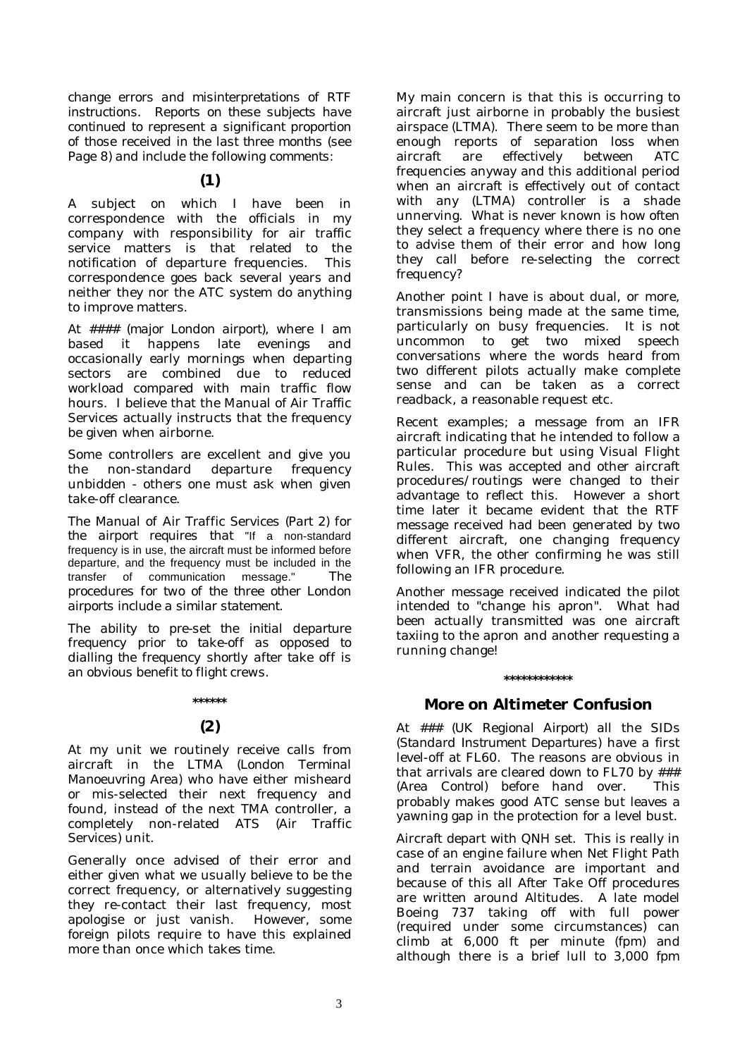change errors and misinterpretations of RTF instructions. Reports on these subjects have continued to represent a significant proportion of those received in the last three months (see Page 8) and include the following comments:

**(1)**

A subject on which I have been in correspondence with the officials in my company with responsibility for air traffic service matters is that related to the notification of departure frequencies. This correspondence goes back several years and neither they nor the ATC system do anything to improve matters.

At #### (major London airport), where I am based it happens late evenings and occasionally early mornings when departing sectors are combined due to reduced workload compared with main traffic flow hours. I believe that the Manual of Air Traffic Services actually instructs that the frequency be given when airborne.

Some controllers are excellent and give you the non-standard departure frequency unbidden - others one must ask when given take-off clearance.

The Manual of Air Traffic Services (Part 2) for the airport requires that "If a non-standard frequency is in use, the aircraft must be informed before departure, and the frequency must be included in the transfer of communication message." The procedures for two of the three other London airports include a similar statement.

The ability to pre-set the initial departure frequency prior to take-off as opposed to dialling the frequency shortly after take off is an obvious benefit to flight crews.

******

**(2)**

At my unit we routinely receive calls from aircraft in the LTMA (London Terminal Manoeuvring Area) who have either misheard or mis-selected their next frequency and found, instead of the next TMA controller, a completely non-related ATS (Air Traffic Services) unit.

Generally once advised of their error and either given what we usually believe to be the correct frequency, or alternatively suggesting they re-contact their last frequency, most apologise or just vanish. However, some foreign pilots require to have this explained more than once which takes time.

My main concern is that this is occurring to aircraft just airborne in probably the busiest airspace (LTMA). There seem to be more than enough reports of separation loss when aircraft are effectively between ATC frequencies anyway and this additional period when an aircraft is effectively out of contact with any (LTMA) controller is a shade unnerving. What is never known is how often they select a frequency where there is no one to advise them of their error and how long they call before re-selecting the correct frequency?

Another point I have is about dual, or more, transmissions being made at the same time, particularly on busy frequencies. It is not uncommon to get two mixed speech conversations where the words heard from two different pilots actually make complete sense and can be taken as a correct readback, a reasonable request etc.

Recent examples; a message from an IFR aircraft indicating that he intended to follow a particular procedure but using Visual Flight Rules. This was accepted and other aircraft procedures/routings were changed to their advantage to reflect this. However a short time later it became evident that the RTF message received had been generated by two different aircraft, one changing frequency when VFR, the other confirming he was still following an IFR procedure.

Another message received indicated the pilot intended to "change his apron". What had been actually transmitted was one aircraft taxiing to the apron and another requesting a running change!

************

## More on Altimeter Confusion

At ### (UK Regional Airport) all the SIDs (Standard Instrument Departures) have a first level-off at FL60. The reasons are obvious in that arrivals are cleared down to FL70 by ### (Area Control) before hand over. This probably makes good ATC sense but leaves a yawning gap in the protection for a level bust.

Aircraft depart with QNH set. This is really in case of an engine failure when Net Flight Path and terrain avoidance are important and because of this all After Take Off procedures are written around Altitudes. A late model Boeing 737 taking off with full power (required under some circumstances) can climb at 6,000 ft per minute (fpm) and although there is a brief lull to 3,000 fpm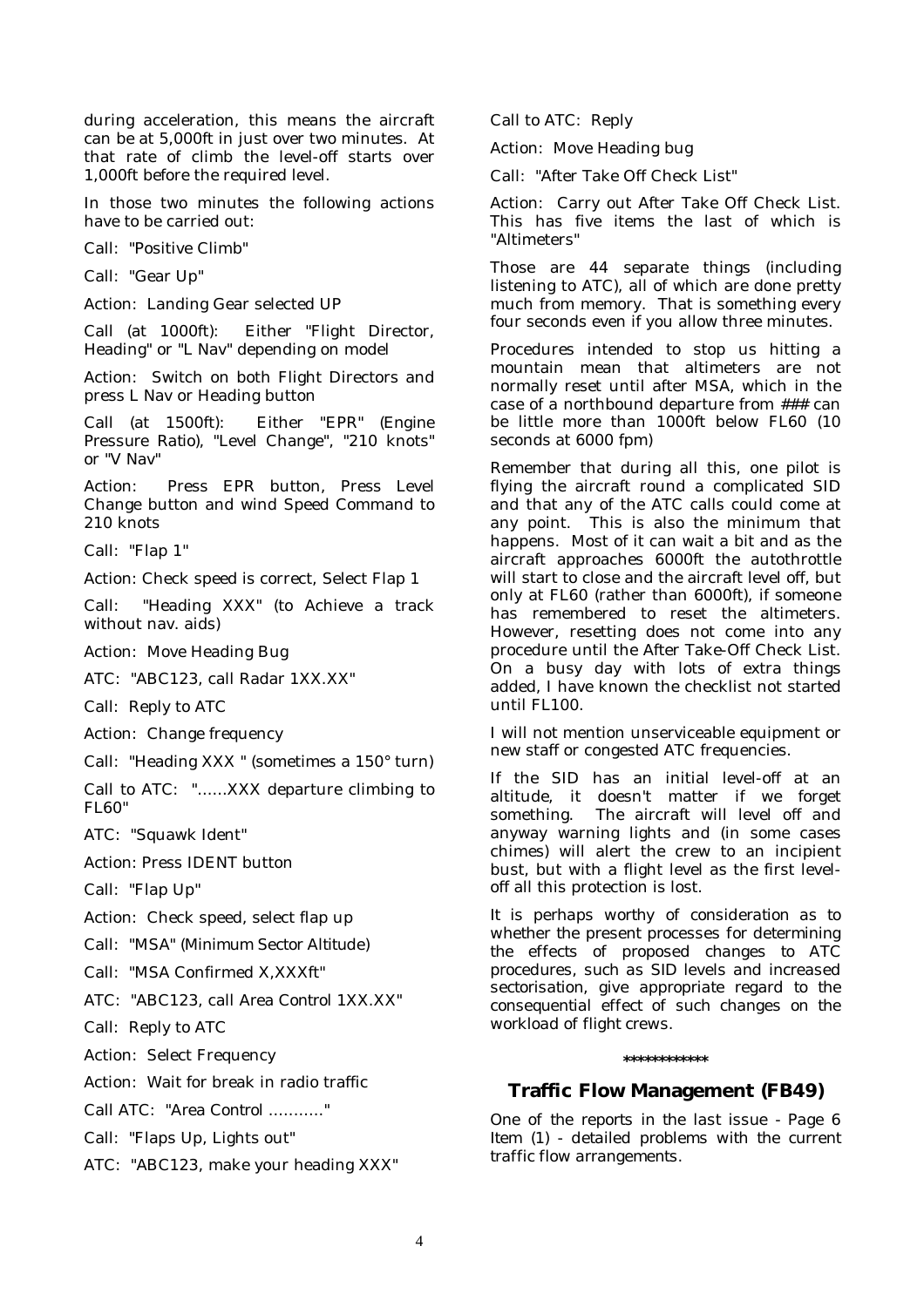during acceleration, this means the aircraft can be at 5,000ft in just over two minutes. At that rate of climb the level-off starts over 1,000ft before the required level.

In those two minutes the following actions have to be carried out:

Call: "Positive Climb"

Call: "Gear Up"

Action: Landing Gear selected UP

Call (at 1000ft): Either "Flight Director, Heading" or "L Nav" depending on model

Action: Switch on both Flight Directors and press L Nav or Heading button

Call (at 1500ft): Either "EPR" (Engine Pressure Ratio), "Level Change", "210 knots" or "V Nav"

Action: Press EPR button, Press Level Change button and wind Speed Command to 210 knots

Call: "Flap 1"

Action: Check speed is correct, Select Flap 1

Call: "Heading XXX" (to Achieve a track without nav. aids)

Action: Move Heading Bug

ATC: "ABC123, call Radar 1XX.XX"

Call: Reply to ATC

Action: Change frequency

Call: "Heading XXX " (sometimes a 150° turn)

Call to ATC: "......XXX departure climbing to FL60"

ATC: "Squawk Ident"

Action: Press IDENT button

Call: "Flap Up"

Action: Check speed, select flap up

Call: "MSA" (Minimum Sector Altitude)

Call: "MSA Confirmed X,XXXft"

ATC: "ABC123, call Area Control 1XX.XX"

Call: Reply to ATC

Action: Select Frequency

Action: Wait for break in radio traffic

Call ATC: "Area Control ……….."

Call: "Flaps Up, Lights out"

ATC: "ABC123, make your heading XXX"

Call to ATC: Reply

Action: Move Heading bug

Call: "After Take Off Check List"

Action: Carry out After Take Off Check List. This has five items the last of which is "Altimeters"

Those are 44 separate things (including listening to ATC), all of which are done pretty much from memory. That is something every four seconds even if you allow three minutes.

Procedures intended to stop us hitting a mountain mean that altimeters are not normally reset until after MSA, which in the case of a northbound departure from ### can be little more than 1000ft below FL60 (10 seconds at 6000 fpm)

Remember that during all this, one pilot is flying the aircraft round a complicated SID and that any of the ATC calls could come at any point. This is also the minimum that happens. Most of it can wait a bit and as the aircraft approaches 6000ft the autothrottle will start to close and the aircraft level off, but only at FL60 (rather than 6000ft), if someone has remembered to reset the altimeters. However, resetting does not come into any procedure until the After Take-Off Check List. On a busy day with lots of extra things added, I have known the checklist not started until FL100.

I will not mention unserviceable equipment or new staff or congested ATC frequencies.

If the SID has an initial level-off at an altitude, it doesn't matter if we forget something. The aircraft will level off and anyway warning lights and (in some cases chimes) will alert the crew to an incipient bust, but with a flight level as the first level-off all this protection is lost.

It is perhaps worthy of consideration as to whether the present processes for determining the effects of proposed changes to ATC procedures, such as SID levels and increased sectorisation, give appropriate regard to the consequential effect of such changes on the workload of flight crews.

************

## Traffic Flow Management (FB49)

One of the reports in the last issue - Page 6 Item (1) - detailed problems with the current traffic flow arrangements.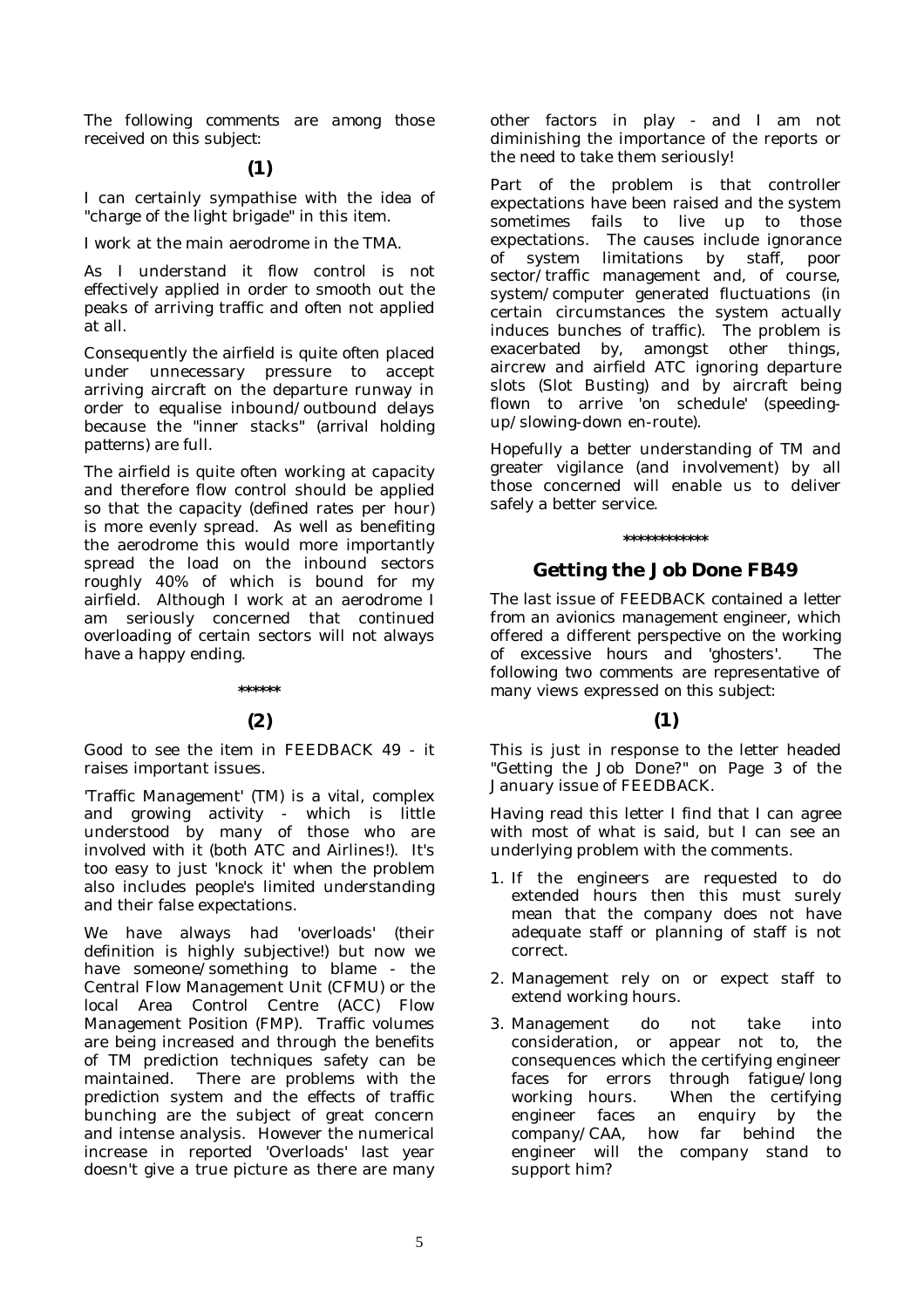The following comments are among those received on this subject:

**(1)**

I can certainly sympathise with the idea of "charge of the light brigade" in this item.

I work at the main aerodrome in the TMA.

As I understand it flow control is not effectively applied in order to smooth out the peaks of arriving traffic and often not applied at all.

Consequently the airfield is quite often placed under unnecessary pressure to accept arriving aircraft on the departure runway in order to equalise inbound/outbound delays because the "inner stacks" (arrival holding patterns) are full.

The airfield is quite often working at capacity and therefore flow control should be applied so that the capacity (defined rates per hour) is more evenly spread. As well as benefiting the aerodrome this would more importantly spread the load on the inbound sectors roughly 40% of which is bound for my airfield. Although I work at an aerodrome I am seriously concerned that continued overloading of certain sectors will not always have a happy ending.

\*\*\*\*\*\*

**(2)**

Good to see the item in FEEDBACK 49 - it raises important issues.

'Traffic Management' (TM) is a vital, complex and growing activity - which is little understood by many of those who are involved with it (both ATC and Airlines!). It's too easy to just 'knock it' when the problem also includes people's limited understanding and their false expectations.

We have always had 'overloads' (their definition is highly subjective!) but now we have someone/something to blame - the Central Flow Management Unit (CFMU) or the local Area Control Centre (ACC) Flow Management Position (FMP). Traffic volumes are being increased and through the benefits of TM prediction techniques safety can be maintained. There are problems with the prediction system and the effects of traffic bunching are the subject of great concern and intense analysis. However the numerical increase in reported 'Overloads' last year doesn't give a true picture as there are many other factors in play - and I am not diminishing the importance of the reports or the need to take them seriously!

Part of the problem is that controller expectations have been raised and the system sometimes fails to live up to those expectations. The causes include ignorance of system limitations by staff, poor sector/traffic management and, of course, system/computer generated fluctuations (in certain circumstances the system actually induces bunches of traffic). The problem is exacerbated by, amongst other things, aircrew and airfield ATC ignoring departure slots (Slot Busting) and by aircraft being flown to arrive 'on schedule' (speeding-up/slowing-down en-route).

Hopefully a better understanding of TM and greater vigilance (and involvement) by all those concerned will enable us to deliver safely a better service.

\*\*\*\*\*\*\*\*\*\*\*\*

## Getting the Job Done FB49

The last issue of FEEDBACK contained a letter from an avionics management engineer, which offered a different perspective on the working of excessive hours and 'ghosters'. The following two comments are representative of many views expressed on this subject:

**(1)**

This is just in response to the letter headed "Getting the Job Done?" on Page 3 of the January issue of FEEDBACK.

Having read this letter I find that I can agree with most of what is said, but I can see an underlying problem with the comments.

1. If the engineers are requested to do extended hours then this must surely mean that the company does not have adequate staff or planning of staff is not correct.
2. Management rely on or expect staff to extend working hours.
3. Management do not take into consideration, or appear not to, the consequences which the certifying engineer faces for errors through fatigue/long working hours. When the certifying engineer faces an enquiry by the company/CAA, how far behind the engineer will the company stand to support him?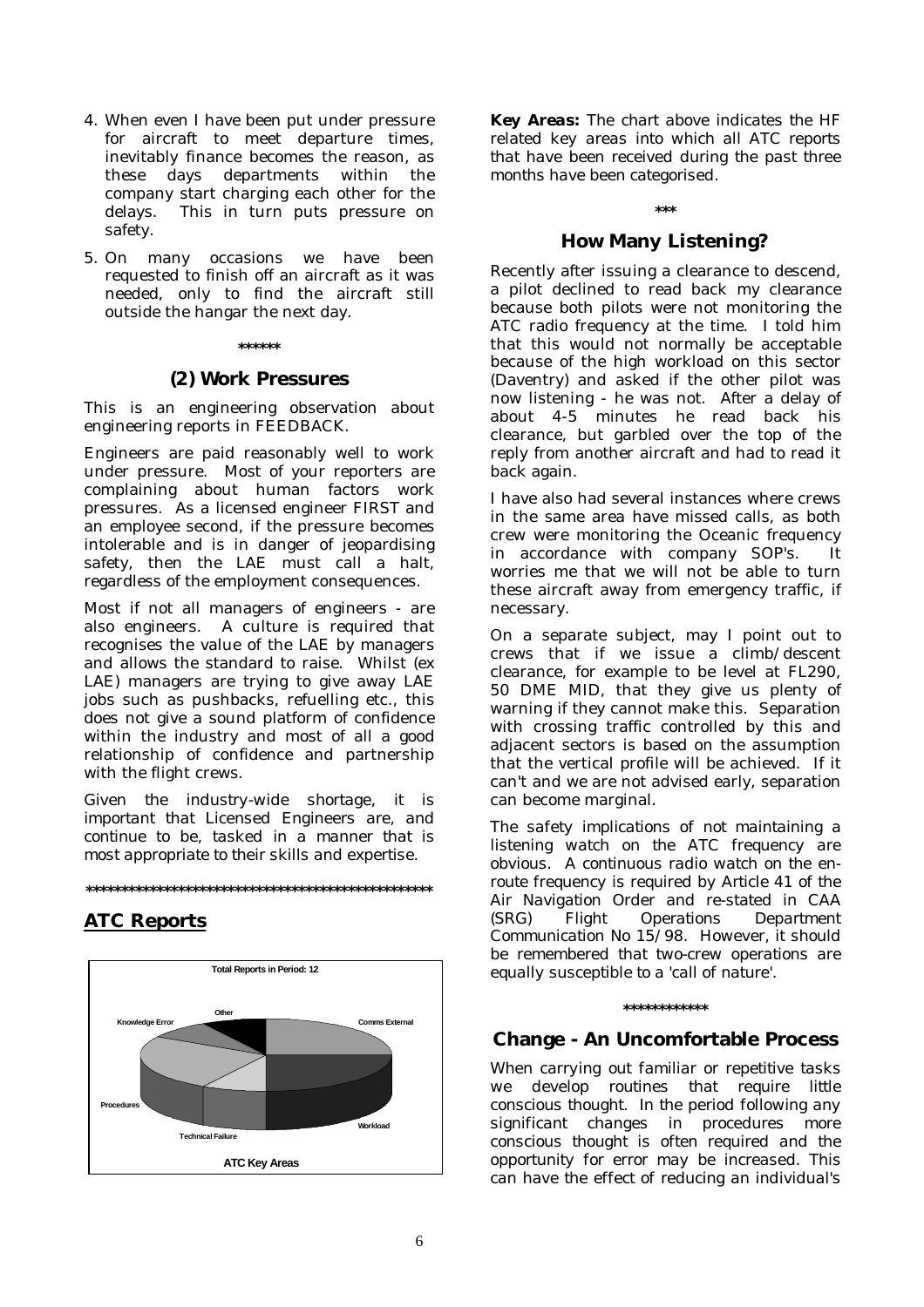4. When even I have been put under pressure for aircraft to meet departure times, inevitably finance becomes the reason, as these days departments within the company start charging each other for the delays. This in turn puts pressure on safety.

5. On many occasions we have been requested to finish off an aircraft as it was needed, only to find the aircraft still outside the hangar the next day.

\*\*\*\*\*\*

### (2) Work Pressures

This is an engineering observation about engineering reports in FEEDBACK.

Engineers are paid reasonably well to work under pressure. Most of your reporters are complaining about human factors work pressures. As a licensed engineer FIRST and an employee second, if the pressure becomes intolerable and is in danger of jeopardising safety, then the LAE must call a halt, regardless of the employment consequences.

Most if not all managers of engineers - are also engineers. A culture is required that recognises the value of the LAE by managers and allows the standard to raise. Whilst (ex LAE) managers are trying to give away LAE jobs such as pushbacks, refuelling etc., this does not give a sound platform of confidence within the industry and most of all a good relationship of confidence and partnership with the flight crews.

Given the industry-wide shortage, it is important that Licensed Engineers are, and continue to be, tasked in a manner that is most appropriate to their skills and expertise.

\*\*\*\*\*\*\*\*\*\*\*\*\*\*\*\*\*\*\*\*\*\*\*\*\*\*\*\*\*\*\*\*\*\*\*\*\*\*\*\*\*\*\*\*\*\*\*\*\*\*\*

## ATC Reports

Total Reports in Period: 12

ATC Key Areas (pie chart: Comms External, Workload, Technical Failure, Procedures, Knowledge Error, Other)

**Key Areas:** The chart above indicates the HF related key areas into which all ATC reports that have been received during the past three months have been categorised.

\*\*\*

### How Many Listening?

Recently after issuing a clearance to descend, a pilot declined to read back my clearance because both pilots were not monitoring the ATC radio frequency at the time. I told him that this would not normally be acceptable because of the high workload on this sector (Daventry) and asked if the other pilot was now listening - he was not. After a delay of about 4-5 minutes he read back his clearance, but garbled over the top of the reply from another aircraft and had to read it back again.

I have also had several instances where crews in the same area have missed calls, as both crew were monitoring the Oceanic frequency in accordance with company SOP's. It worries me that we will not be able to turn these aircraft away from emergency traffic, if necessary.

On a separate subject, may I point out to crews that if we issue a climb/descent clearance, for example to be level at FL290, 50 DME MID, that they give us plenty of warning if they cannot make this. Separation with crossing traffic controlled by this and adjacent sectors is based on the assumption that the vertical profile will be achieved. If it can't and we are not advised early, separation can become marginal.

The safety implications of not maintaining a listening watch on the ATC frequency are obvious. A continuous radio watch on the en-route frequency is required by Article 41 of the Air Navigation Order and re-stated in CAA (SRG) Flight Operations Department Communication No 15/98. However, it should be remembered that two-crew operations are equally susceptible to a 'call of nature'.

\*\*\*\*\*\*\*\*\*\*\*\*

### Change - An Uncomfortable Process

When carrying out familiar or repetitive tasks we develop routines that require little conscious thought. In the period following any significant changes in procedures more conscious thought is often required and the opportunity for error may be increased. This can have the effect of reducing an individual's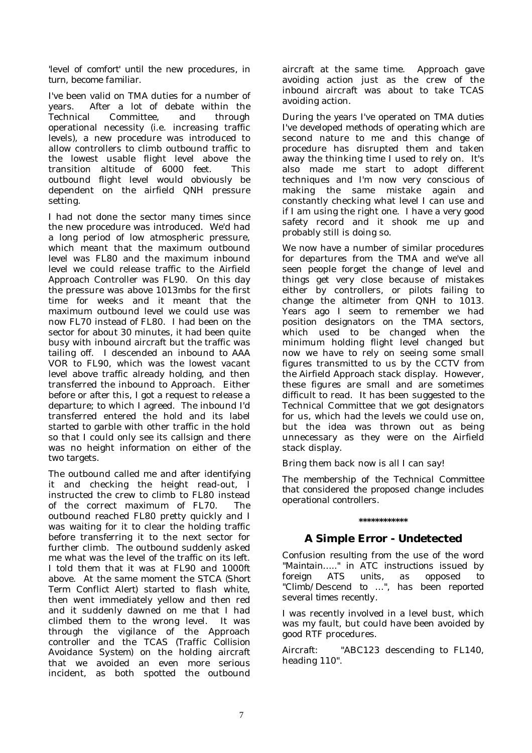'level of comfort' until the new procedures, in turn, become familiar.

I've been valid on TMA duties for a number of years. After a lot of debate within the Technical Committee, and through operational necessity (i.e. increasing traffic levels), a new procedure was introduced to allow controllers to climb outbound traffic to the lowest usable flight level above the transition altitude of 6000 feet. This outbound flight level would obviously be dependent on the airfield QNH pressure setting.

I had not done the sector many times since the new procedure was introduced. We'd had a long period of low atmospheric pressure, which meant that the maximum outbound level was FL80 and the maximum inbound level we could release traffic to the Airfield Approach Controller was FL90. On this day the pressure was above 1013mbs for the first time for weeks and it meant that the maximum outbound level we could use was now FL70 instead of FL80. I had been on the sector for about 30 minutes, it had been quite busy with inbound aircraft but the traffic was tailing off. I descended an inbound to AAA VOR to FL90, which was the lowest vacant level above traffic already holding, and then transferred the inbound to Approach. Either before or after this, I got a request to release a departure; to which I agreed. The inbound I'd transferred entered the hold and its label started to garble with other traffic in the hold so that I could only see its callsign and there was no height information on either of the two targets.

The outbound called me and after identifying it and checking the height read-out, I instructed the crew to climb to FL80 instead of the correct maximum of FL70. The outbound reached FL80 pretty quickly and I was waiting for it to clear the holding traffic before transferring it to the next sector for further climb. The outbound suddenly asked me what was the level of the traffic on its left. I told them that it was at FL90 and 1000ft above. At the same moment the STCA (Short Term Conflict Alert) started to flash white, then went immediately yellow and then red and it suddenly dawned on me that I had climbed them to the wrong level. It was through the vigilance of the Approach controller and the TCAS (Traffic Collision Avoidance System) on the holding aircraft that we avoided an even more serious incident, as both spotted the outbound aircraft at the same time. Approach gave avoiding action just as the crew of the inbound aircraft was about to take TCAS avoiding action.

During the years I've operated on TMA duties I've developed methods of operating which are second nature to me and this change of procedure has disrupted them and taken away the thinking time I used to rely on. It's also made me start to adopt different techniques and I'm now very conscious of making the same mistake again and constantly checking what level I can use and if I am using the right one. I have a very good safety record and it shook me up and probably still is doing so.

We now have a number of similar procedures for departures from the TMA and we've all seen people forget the change of level and things get very close because of mistakes either by controllers, or pilots failing to change the altimeter from QNH to 1013. Years ago I seem to remember we had position designators on the TMA sectors, which used to be changed when the minimum holding flight level changed but now we have to rely on seeing some small figures transmitted to us by the CCTV from the Airfield Approach stack display. However, these figures are small and are sometimes difficult to read. It has been suggested to the Technical Committee that we got designators for us, which had the levels we could use on, but the idea was thrown out as being unnecessary as they were on the Airfield stack display.

*Bring them back now is all I can say!*

*The membership of the Technical Committee that considered the proposed change includes operational controllers.*

************

## A Simple Error - Undetected

Confusion resulting from the use of the word "Maintain….." in ATC instructions issued by foreign ATS units, as opposed to "Climb/Descend to …", has been reported several times recently.

I was recently involved in a level bust, which was my fault, but could have been avoided by good RTF procedures.

Aircraft: "ABC123 descending to FL140, heading 110".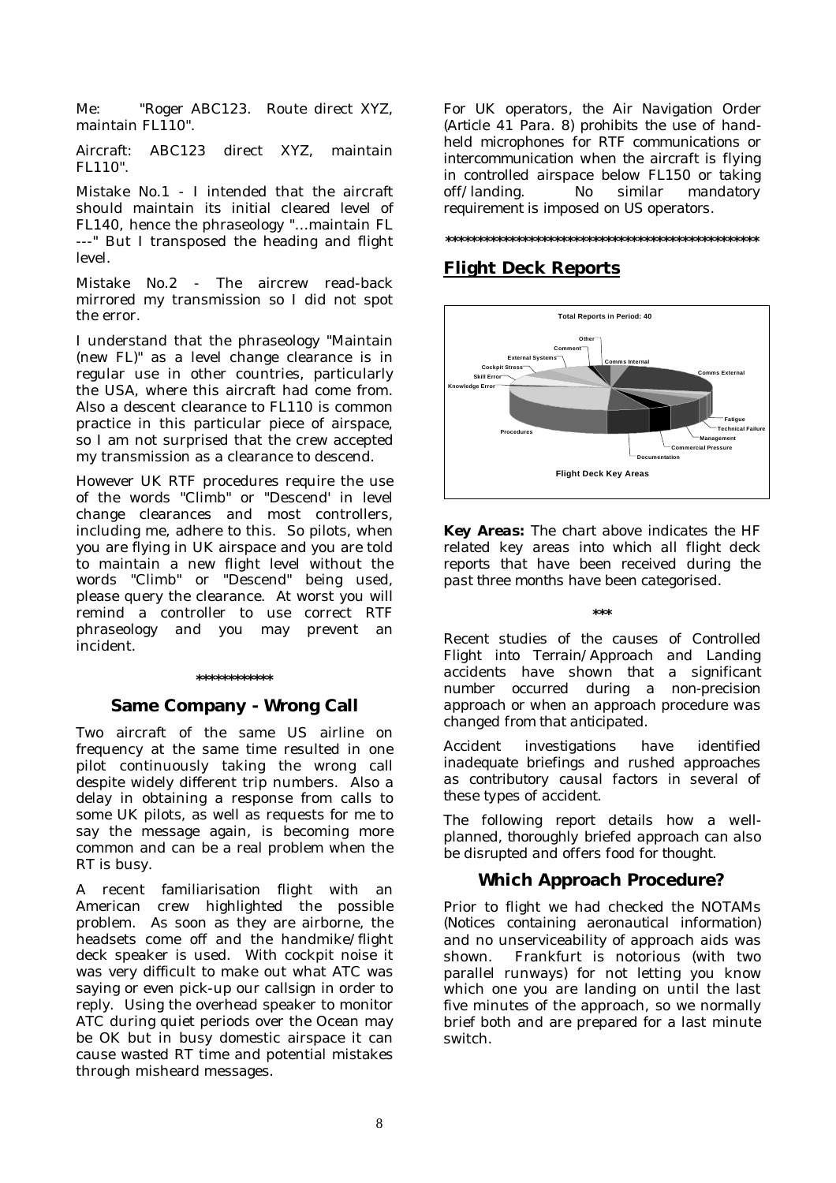Me: "Roger ABC123. Route direct XYZ, maintain FL110".

Aircraft: ABC123 direct XYZ, maintain FL110".

Mistake No.1 - I intended that the aircraft should maintain its initial cleared level of FL140, hence the phraseology "...maintain FL ---" But I transposed the heading and flight level.

Mistake No.2 - The aircrew read-back mirrored my transmission so I did not spot the error.

I understand that the phraseology "Maintain (new FL)" as a level change clearance is in regular use in other countries, particularly the USA, where this aircraft had come from. Also a descent clearance to FL110 is common practice in this particular piece of airspace, so I am not surprised that the crew accepted my transmission as a clearance to descend.

However UK RTF procedures require the use of the words "Climb" or "Descend' in level change clearances and most controllers, including me, adhere to this. So pilots, when you are flying in UK airspace and you are told to maintain a new flight level without the words "Climb" or "Descend" being used, please query the clearance. At worst you will remind a controller to use correct RTF phraseology and you may prevent an incident.

************

### Same Company - Wrong Call

Two aircraft of the same US airline on frequency at the same time resulted in one pilot continuously taking the wrong call despite widely different trip numbers. Also a delay in obtaining a response from calls to some UK pilots, as well as requests for me to say the message again, is becoming more common and can be a real problem when the RT is busy.

A recent familiarisation flight with an American crew highlighted the possible problem. As soon as they are airborne, the headsets come off and the handmike/flight deck speaker is used. With cockpit noise it was very difficult to make out what ATC was saying or even pick-up our callsign in order to reply. Using the overhead speaker to monitor ATC during quiet periods over the Ocean may be OK but in busy domestic airspace it can cause wasted RT time and potential mistakes through misheard messages.

For UK operators, the Air Navigation Order (Article 41 Para. 8) prohibits the use of hand-held microphones for RTF communications or intercommunication when the aircraft is flying in controlled airspace below FL150 or taking off/landing. No similar mandatory requirement is imposed on US operators.

**************************************************

## Flight Deck Reports

Total Reports in Period: 40

Other, Comment, External Systems, Cockpit Stress, Skill Error, Knowledge Error, Comms Internal, Comms External, Fatigue, Technical Failure, Management, Commercial Pressure, Documentation, Procedures

Flight Deck Key Areas

**Key Areas:** The chart above indicates the HF related key areas into which all flight deck reports that have been received during the past three months have been categorised.

***

Recent studies of the causes of Controlled Flight into Terrain/Approach and Landing accidents have shown that a significant number occurred during a non-precision approach or when an approach procedure was changed from that anticipated.

Accident investigations have identified inadequate briefings and rushed approaches as contributory causal factors in several of these types of accident.

The following report details how a well-planned, thoroughly briefed approach can also be disrupted and offers food for thought.

### Which Approach Procedure?

Prior to flight we had checked the NOTAMs (Notices containing aeronautical information) and no unserviceability of approach aids was shown. Frankfurt is notorious (with two parallel runways) for not letting you know which one you are landing on until the last five minutes of the approach, so we normally brief both and are prepared for a last minute switch.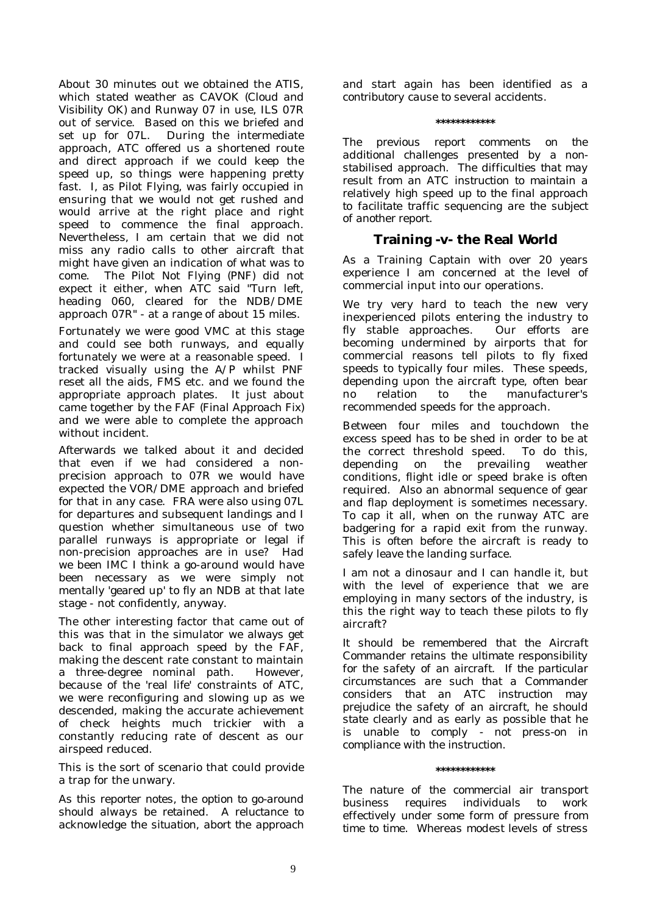About 30 minutes out we obtained the ATIS, which stated weather as CAVOK (Cloud and Visibility OK) and Runway 07 in use, ILS 07R out of service. Based on this we briefed and set up for 07L. During the intermediate approach, ATC offered us a shortened route and direct approach if we could keep the speed up, so things were happening pretty fast. I, as Pilot Flying, was fairly occupied in ensuring that we would not get rushed and would arrive at the right place and right speed to commence the final approach. Nevertheless, I am certain that we did not miss any radio calls to other aircraft that might have given an indication of what was to come. The Pilot Not Flying (PNF) did not expect it either, when ATC said "Turn left, heading 060, cleared for the NDB/DME approach 07R" - at a range of about 15 miles.

Fortunately we were good VMC at this stage and could see both runways, and equally fortunately we were at a reasonable speed. I tracked visually using the A/P whilst PNF reset all the aids, FMS etc. and we found the appropriate approach plates. It just about came together by the FAF (Final Approach Fix) and we were able to complete the approach without incident.

Afterwards we talked about it and decided that even if we had considered a non-precision approach to 07R we would have expected the VOR/DME approach and briefed for that in any case. FRA were also using 07L for departures and subsequent landings and I question whether simultaneous use of two parallel runways is appropriate or legal if non-precision approaches are in use? Had we been IMC I think a go-around would have been necessary as we were simply not mentally 'geared up' to fly an NDB at that late stage - not confidently, anyway.

The other interesting factor that came out of this was that in the simulator we always get back to final approach speed by the FAF, making the descent rate constant to maintain a three-degree nominal path. However, because of the 'real life' constraints of ATC, we were reconfiguring and slowing up as we descended, making the accurate achievement of check heights much trickier with a constantly reducing rate of descent as our airspeed reduced.

This is the sort of scenario that could provide a trap for the unwary.

*As this reporter notes, the option to go-around should always be retained. A reluctance to acknowledge the situation, abort the approach and start again has been identified as a contributory cause to several accidents.*

\*\*\*\*\*\*\*\*\*\*\*\*

*The previous report comments on the additional challenges presented by a non-stabilised approach. The difficulties that may result from an ATC instruction to maintain a relatively high speed up to the final approach to facilitate traffic sequencing are the subject of another report.*

## Training -v- the Real World

As a Training Captain with over 20 years experience I am concerned at the level of commercial input into our operations.

We try very hard to teach the new very inexperienced pilots entering the industry to fly stable approaches. Our efforts are becoming undermined by airports that for commercial reasons tell pilots to fly fixed speeds to typically four miles. These speeds, depending upon the aircraft type, often bear no relation to the manufacturer's recommended speeds for the approach.

Between four miles and touchdown the excess speed has to be shed in order to be at the correct threshold speed. To do this, depending on the prevailing weather conditions, flight idle or speed brake is often required. Also an abnormal sequence of gear and flap deployment is sometimes necessary. To cap it all, when on the runway ATC are badgering for a rapid exit from the runway. This is often before the aircraft is ready to safely leave the landing surface.

I am not a dinosaur and I can handle it, but with the level of experience that we are employing in many sectors of the industry, is this the right way to teach these pilots to fly aircraft?

*It should be remembered that the Aircraft Commander retains the ultimate responsibility for the safety of an aircraft. If the particular circumstances are such that a Commander considers that an ATC instruction may prejudice the safety of an aircraft, he should state clearly and as early as possible that he is unable to comply - not press-on in compliance with the instruction.*

\*\*\*\*\*\*\*\*\*\*\*\*

*The nature of the commercial air transport business requires individuals to work effectively under some form of pressure from time to time. Whereas modest levels of stress*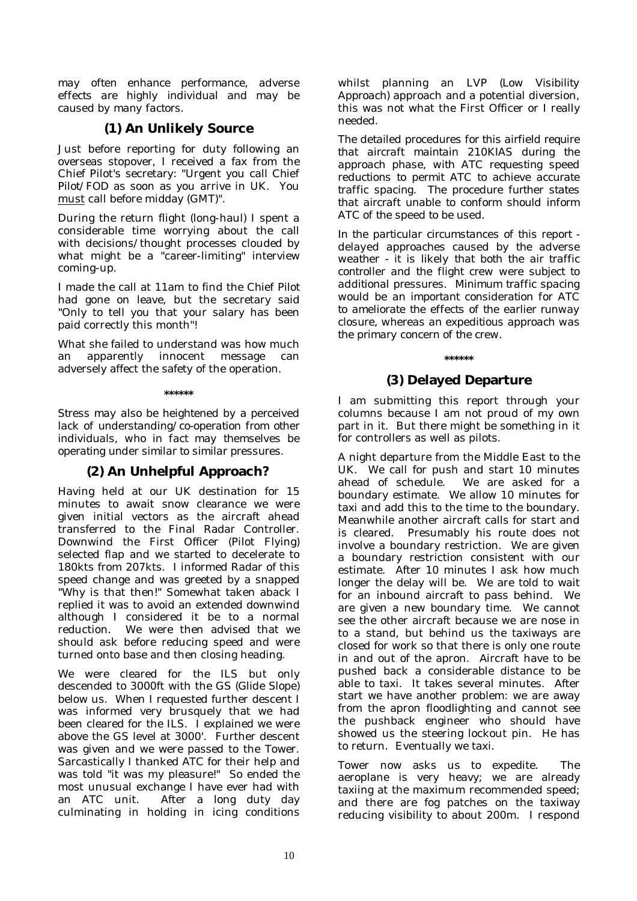may often enhance performance, adverse effects are highly individual and may be caused by many factors.

## (1) An Unlikely Source

Just before reporting for duty following an overseas stopover, I received a fax from the Chief Pilot's secretary: "Urgent you call Chief Pilot/FOD as soon as you arrive in UK. You must call before midday (GMT)".

During the return flight (long-haul) I spent a considerable time worrying about the call with decisions/thought processes clouded by what might be a "career-limiting" interview coming-up.

I made the call at 11am to find the Chief Pilot had gone on leave, but the secretary said "Only to tell you that your salary has been paid correctly this month"!

What she failed to understand was how much an apparently innocent message can adversely affect the safety of the operation.

\*\*\*\*\*\*

Stress may also be heightened by a perceived lack of understanding/co-operation from other individuals, who in fact may themselves be operating under similar to similar pressures.

## (2) An Unhelpful Approach?

Having held at our UK destination for 15 minutes to await snow clearance we were given initial vectors as the aircraft ahead transferred to the Final Radar Controller. Downwind the First Officer (Pilot Flying) selected flap and we started to decelerate to 180kts from 207kts. I informed Radar of this speed change and was greeted by a snapped "Why is that then!" Somewhat taken aback I replied it was to avoid an extended downwind although I considered it be to a normal reduction. We were then advised that we should ask before reducing speed and were turned onto base and then closing heading.

We were cleared for the ILS but only descended to 3000ft with the GS (Glide Slope) below us. When I requested further descent I was informed very brusquely that we had been cleared for the ILS. I explained we were above the GS level at 3000'. Further descent was given and we were passed to the Tower. Sarcastically I thanked ATC for their help and was told "it was my pleasure!" So ended the most unusual exchange I have ever had with an ATC unit. After a long duty day culminating in holding in icing conditions whilst planning an LVP (Low Visibility Approach) approach and a potential diversion, this was not what the First Officer or I really needed.

The detailed procedures for this airfield require that aircraft maintain 210KIAS during the approach phase, with ATC requesting speed reductions to permit ATC to achieve accurate traffic spacing. The procedure further states that aircraft unable to conform should inform ATC of the speed to be used.

In the particular circumstances of this report - delayed approaches caused by the adverse weather - it is likely that both the air traffic controller and the flight crew were subject to additional pressures. Minimum traffic spacing would be an important consideration for ATC to ameliorate the effects of the earlier runway closure, whereas an expeditious approach was the primary concern of the crew.

\*\*\*\*\*\*

## (3) Delayed Departure

I am submitting this report through your columns because I am not proud of my own part in it. But there might be something in it for controllers as well as pilots.

A night departure from the Middle East to the UK. We call for push and start 10 minutes ahead of schedule. We are asked for a boundary estimate. We allow 10 minutes for taxi and add this to the time to the boundary. Meanwhile another aircraft calls for start and is cleared. Presumably his route does not involve a boundary restriction. We are given a boundary restriction consistent with our estimate. After 10 minutes I ask how much longer the delay will be. We are told to wait for an inbound aircraft to pass behind. We are given a new boundary time. We cannot see the other aircraft because we are nose in to a stand, but behind us the taxiways are closed for work so that there is only one route in and out of the apron. Aircraft have to be pushed back a considerable distance to be able to taxi. It takes several minutes. After start we have another problem: we are away from the apron floodlighting and cannot see the pushback engineer who should have showed us the steering lockout pin. He has to return. Eventually we taxi.

Tower now asks us to expedite. The aeroplane is very heavy; we are already taxiing at the maximum recommended speed; and there are fog patches on the taxiway reducing visibility to about 200m. I respond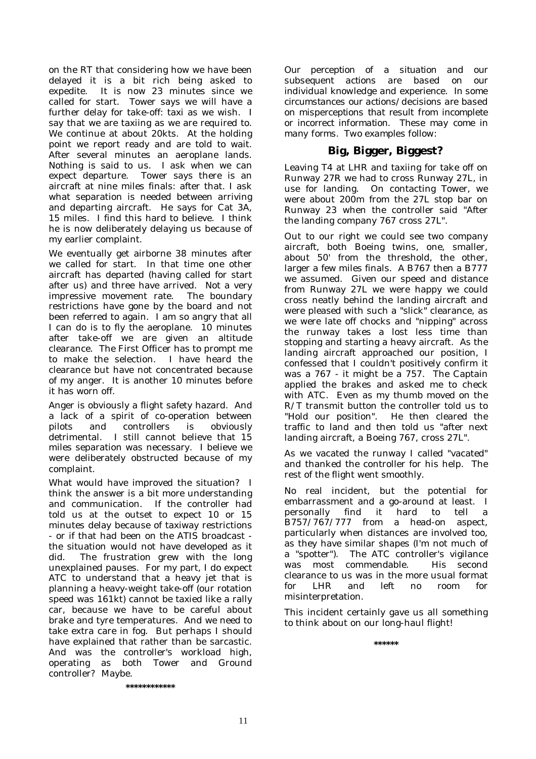on the RT that considering how we have been delayed it is a bit rich being asked to expedite. It is now 23 minutes since we called for start. Tower says we will have a further delay for take-off: taxi as we wish. I say that we are taxiing as we are required to. We continue at about 20kts. At the holding point we report ready and are told to wait. After several minutes an aeroplane lands. Nothing is said to us. I ask when we can expect departure. Tower says there is an aircraft at nine miles finals: after that. I ask what separation is needed between arriving and departing aircraft. He says for Cat 3A, 15 miles. I find this hard to believe. I think he is now deliberately delaying us because of my earlier complaint.

We eventually get airborne 38 minutes after we called for start. In that time one other aircraft has departed (having called for start after us) and three have arrived. Not a very impressive movement rate. The boundary restrictions have gone by the board and not been referred to again. I am so angry that all I can do is to fly the aeroplane. 10 minutes after take-off we are given an altitude clearance. The First Officer has to prompt me to make the selection. I have heard the clearance but have not concentrated because of my anger. It is another 10 minutes before it has worn off.

Anger is obviously a flight safety hazard. And a lack of a spirit of co-operation between pilots and controllers is obviously detrimental. I still cannot believe that 15 miles separation was necessary. I believe we were deliberately obstructed because of my complaint.

What would have improved the situation? I think the answer is a bit more understanding and communication. If the controller had told us at the outset to expect 10 or 15 minutes delay because of taxiway restrictions - or if that had been on the ATIS broadcast - the situation would not have developed as it did. The frustration grew with the long unexplained pauses. For my part, I do expect ATC to understand that a heavy jet that is planning a heavy-weight take-off (our rotation speed was 161kt) cannot be taxied like a rally car, because we have to be careful about brake and tyre temperatures. And we need to take extra care in fog. But perhaps I should have explained that rather than be sarcastic. And was the controller's workload high, operating as both Tower and Ground controller? Maybe.

\*\*\*\*\*\*\*\*\*\*\*\*

*Our perception of a situation and our subsequent actions are based on our individual knowledge and experience. In some circumstances our actions/decisions are based on misperceptions that result from incomplete or incorrect information. These may come in many forms. Two examples follow:*

## Big, Bigger, Biggest?

Leaving T4 at LHR and taxiing for take off on Runway 27R we had to cross Runway 27L, in use for landing. On contacting Tower, we were about 200m from the 27L stop bar on Runway 23 when the controller said "After the landing company 767 cross 27L".

Out to our right we could see two company aircraft, both Boeing twins, one, smaller, about 50' from the threshold, the other, larger a few miles finals. A B767 then a B777 we assumed. Given our speed and distance from Runway 27L we were happy we could cross neatly behind the landing aircraft and were pleased with such a "slick" clearance, as we were late off chocks and "nipping" across the runway takes a lost less time than stopping and starting a heavy aircraft. As the landing aircraft approached our position, I confessed that I couldn't positively confirm it was a 767 - it might be a 757. The Captain applied the brakes and asked me to check with ATC. Even as my thumb moved on the R/T transmit button the controller told us to "Hold our position". He then cleared the traffic to land and then told us "after next landing aircraft, a Boeing 767, cross 27L".

As we vacated the runway I called "vacated" and thanked the controller for his help. The rest of the flight went smoothly.

No real incident, but the potential for embarrassment and a go-around at least. I personally find it hard to tell a B757/767/777 from a head-on aspect, particularly when distances are involved too, as they have similar shapes (I'm not much of a "spotter"). The ATC controller's vigilance was most commendable. His second clearance to us was in the more usual format for LHR and left no room for misinterpretation.

This incident certainly gave us all something to think about on our long-haul flight!

\*\*\*\*\*\*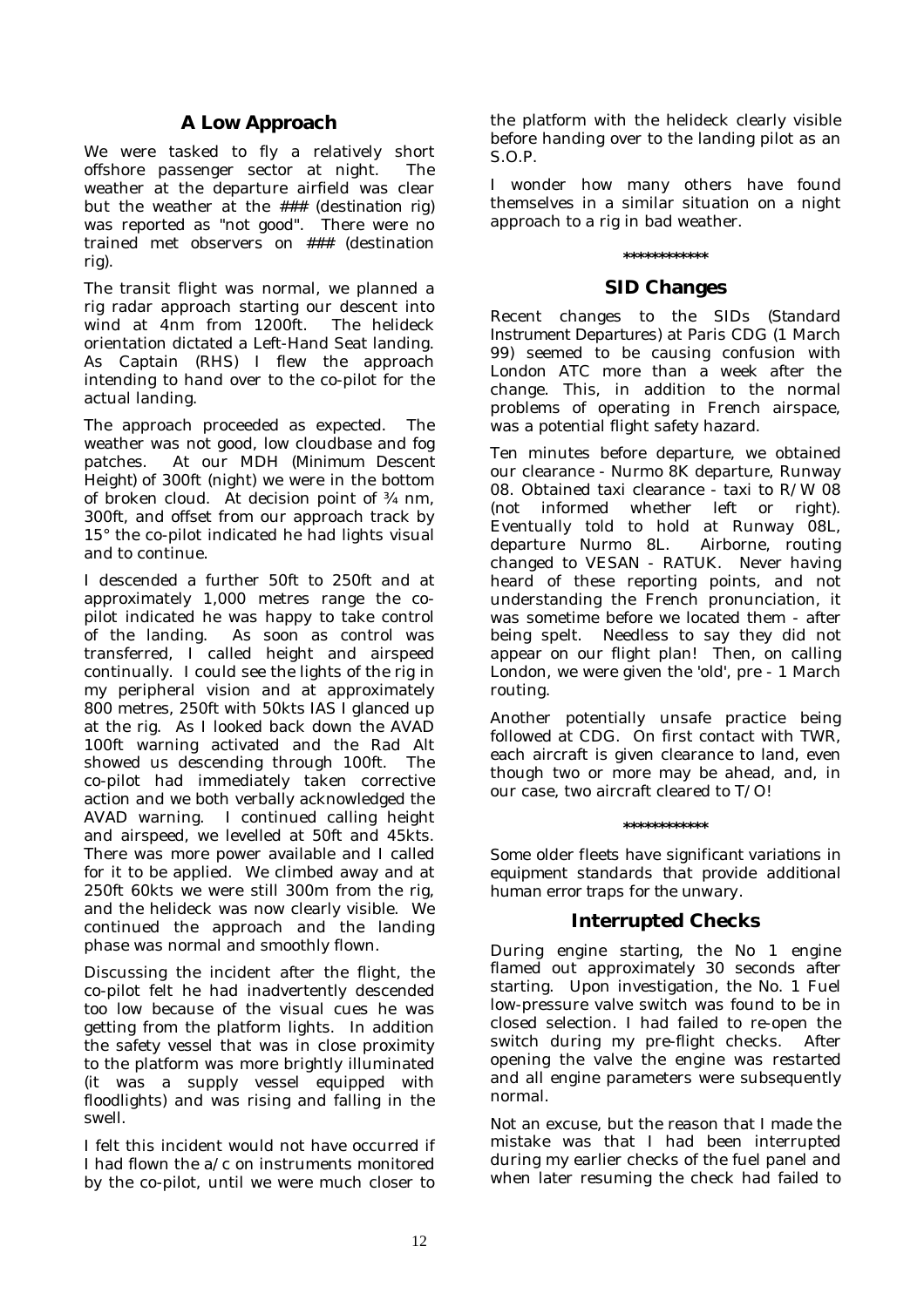## A Low Approach

We were tasked to fly a relatively short offshore passenger sector at night. The weather at the departure airfield was clear but the weather at the ### (destination rig) was reported as "not good". There were no trained met observers on ### (destination rig).

The transit flight was normal, we planned a rig radar approach starting our descent into wind at 4nm from 1200ft. The helideck orientation dictated a Left-Hand Seat landing. As Captain (RHS) I flew the approach intending to hand over to the co-pilot for the actual landing.

The approach proceeded as expected. The weather was not good, low cloudbase and fog patches. At our MDH (Minimum Descent Height) of 300ft (night) we were in the bottom of broken cloud. At decision point of ¾ nm, 300ft, and offset from our approach track by 15° the co-pilot indicated he had lights visual and to continue.

I descended a further 50ft to 250ft and at approximately 1,000 metres range the co-pilot indicated he was happy to take control of the landing. As soon as control was transferred, I called height and airspeed continually. I could see the lights of the rig in my peripheral vision and at approximately 800 metres, 250ft with 50kts IAS I glanced up at the rig. As I looked back down the AVAD 100ft warning activated and the Rad Alt showed us descending through 100ft. The co-pilot had immediately taken corrective action and we both verbally acknowledged the AVAD warning. I continued calling height and airspeed, we levelled at 50ft and 45kts. There was more power available and I called for it to be applied. We climbed away and at 250ft 60kts we were still 300m from the rig, and the helideck was now clearly visible. We continued the approach and the landing phase was normal and smoothly flown.

Discussing the incident after the flight, the co-pilot felt he had inadvertently descended too low because of the visual cues he was getting from the platform lights. In addition the safety vessel that was in close proximity to the platform was more brightly illuminated (it was a supply vessel equipped with floodlights) and was rising and falling in the swell.

I felt this incident would not have occurred if I had flown the a/c on instruments monitored by the co-pilot, until we were much closer to the platform with the helideck clearly visible before handing over to the landing pilot as an S.O.P.

I wonder how many others have found themselves in a similar situation on a night approach to a rig in bad weather.

\*\*\*\*\*\*\*\*\*\*\*\*

## SID Changes

Recent changes to the SIDs (Standard Instrument Departures) at Paris CDG (1 March 99) seemed to be causing confusion with London ATC more than a week after the change. This, in addition to the normal problems of operating in French airspace, was a potential flight safety hazard.

Ten minutes before departure, we obtained our clearance - Nurmo 8K departure, Runway 08. Obtained taxi clearance - taxi to R/W 08 (not informed whether left or right). Eventually told to hold at Runway 08L, departure Nurmo 8L. Airborne, routing changed to VESAN - RATUK. Never having heard of these reporting points, and not understanding the French pronunciation, it was sometime before we located them - after being spelt. Needless to say they did not appear on our flight plan! Then, on calling London, we were given the 'old', pre - 1 March routing.

Another potentially unsafe practice being followed at CDG. On first contact with TWR, each aircraft is given clearance to land, even though two or more may be ahead, and, in our case, two aircraft cleared to T/O!

\*\*\*\*\*\*\*\*\*\*\*\*

*Some older fleets have significant variations in equipment standards that provide additional human error traps for the unwary.*

## Interrupted Checks

During engine starting, the No 1 engine flamed out approximately 30 seconds after starting. Upon investigation, the No. 1 Fuel low-pressure valve switch was found to be in closed selection. I had failed to re-open the switch during my pre-flight checks. After opening the valve the engine was restarted and all engine parameters were subsequently normal.

Not an excuse, but the reason that I made the mistake was that I had been interrupted during my earlier checks of the fuel panel and when later resuming the check had failed to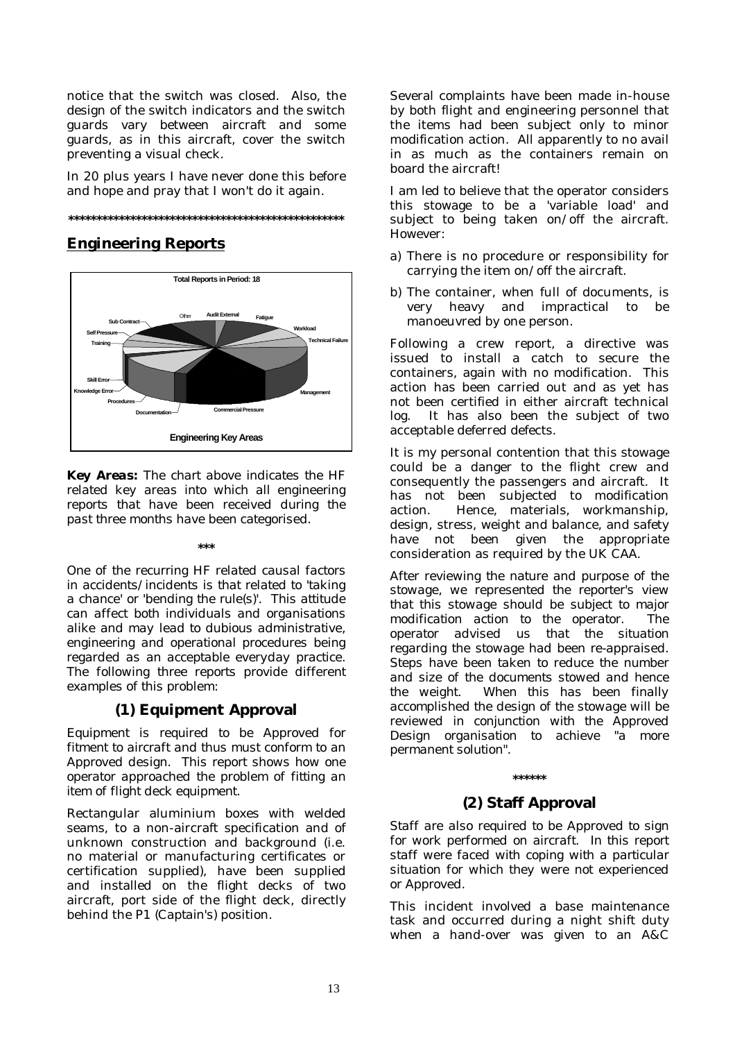notice that the switch was closed. Also, the design of the switch indicators and the switch guards vary between aircraft and some guards, as in this aircraft, cover the switch preventing a visual check.

In 20 plus years I have never done this before and hope and pray that I won't do it again.

**************************************************

## Engineering Reports

**Key Areas:** The chart above indicates the HF related key areas into which all engineering reports that have been received during the past three months have been categorised.

***

One of the recurring HF related causal factors in accidents/incidents is that related to 'taking a chance' or 'bending the rule(s)'. This attitude can affect both individuals and organisations alike and may lead to dubious administrative, engineering and operational procedures being regarded as an acceptable everyday practice. The following three reports provide different examples of this problem:

### (1) Equipment Approval

Equipment is required to be Approved for fitment to aircraft and thus must conform to an Approved design. This report shows how one operator approached the problem of fitting an item of flight deck equipment.

Rectangular aluminium boxes with welded seams, to a non-aircraft specification and of unknown construction and background (i.e. no material or manufacturing certificates or certification supplied), have been supplied and installed on the flight decks of two aircraft, port side of the flight deck, directly behind the P1 (Captain's) position.

Several complaints have been made in-house by both flight and engineering personnel that the items had been subject only to minor modification action. All apparently to no avail in as much as the containers remain on board the aircraft!

I am led to believe that the operator considers this stowage to be a 'variable load' and subject to being taken on/off the aircraft. However:

a) There is no procedure or responsibility for carrying the item on/off the aircraft.
b) The container, when full of documents, is very heavy and impractical to be manoeuvred by one person.

Following a crew report, a directive was issued to install a catch to secure the containers, again with no modification. This action has been carried out and as yet has not been certified in either aircraft technical log. It has also been the subject of two acceptable deferred defects.

It is my personal contention that this stowage could be a danger to the flight crew and consequently the passengers and aircraft. It has not been subjected to modification action. Hence, materials, workmanship, design, stress, weight and balance, and safety have not been given the appropriate consideration as required by the UK CAA.

After reviewing the nature and purpose of the stowage, we represented the reporter's view that this stowage should be subject to major modification action to the operator. The operator advised us that the situation regarding the stowage had been re-appraised. Steps have been taken to reduce the number and size of the documents stowed and hence the weight. When this has been finally accomplished the design of the stowage will be reviewed in conjunction with the Approved Design organisation to achieve "a more permanent solution".

******

### (2) Staff Approval

Staff are also required to be Approved to sign for work performed on aircraft. In this report staff were faced with coping with a particular situation for which they were not experienced or Approved.

This incident involved a base maintenance task and occurred during a night shift duty when a hand-over was given to an A&C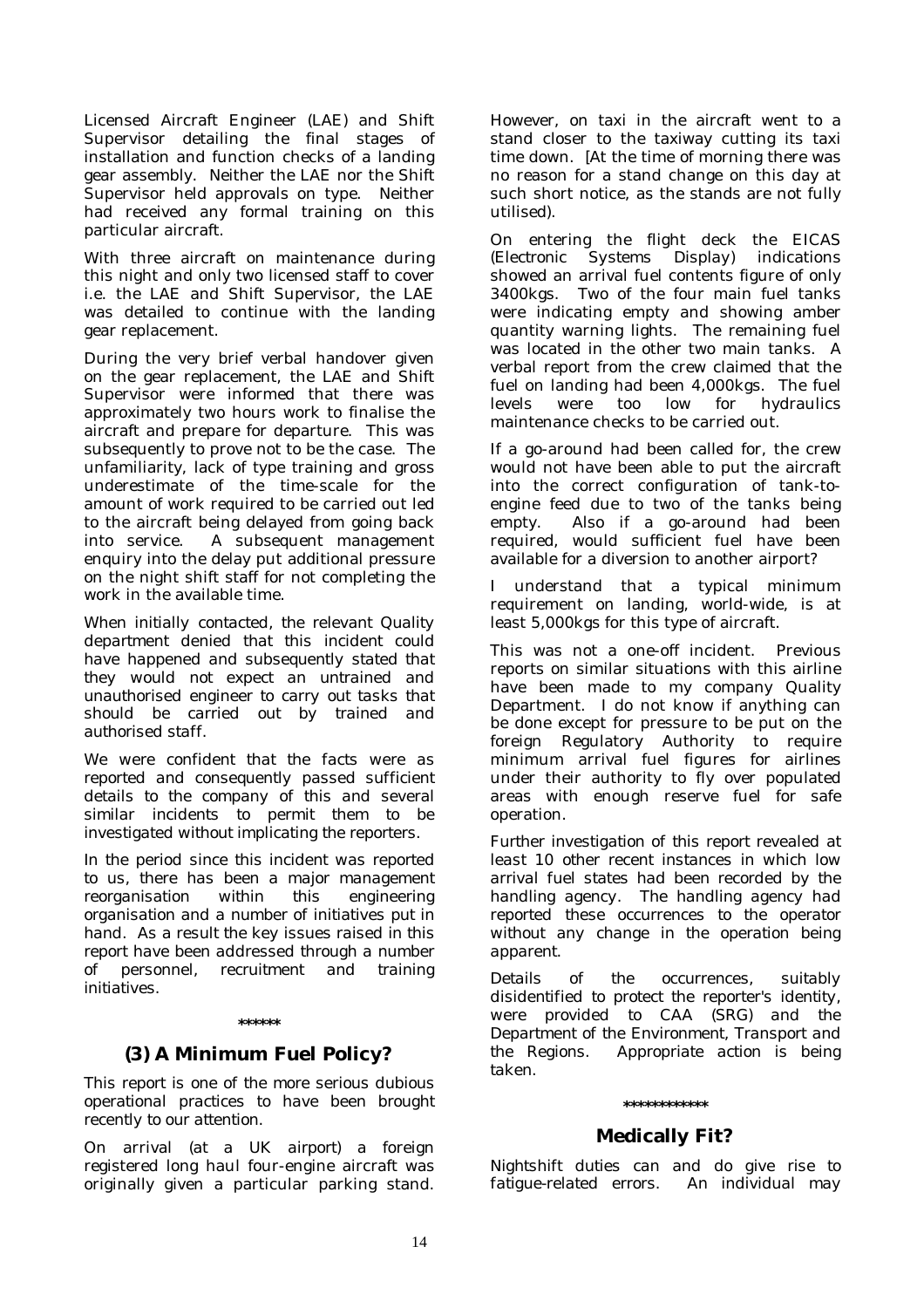Licensed Aircraft Engineer (LAE) and Shift Supervisor detailing the final stages of installation and function checks of a landing gear assembly. Neither the LAE nor the Shift Supervisor held approvals on type. Neither had received any formal training on this particular aircraft.

With three aircraft on maintenance during this night and only two licensed staff to cover i.e. the LAE and Shift Supervisor, the LAE was detailed to continue with the landing gear replacement.

During the very brief verbal handover given on the gear replacement, the LAE and Shift Supervisor were informed that there was approximately two hours work to finalise the aircraft and prepare for departure. This was subsequently to prove not to be the case. The unfamiliarity, lack of type training and gross underestimate of the time-scale for the amount of work required to be carried out led to the aircraft being delayed from going back into service. A subsequent management enquiry into the delay put additional pressure on the night shift staff for not completing the work in the available time.

When initially contacted, the relevant Quality department denied that this incident could have happened and subsequently stated that they would not expect an untrained and unauthorised engineer to carry out tasks that should be carried out by trained and authorised staff.

We were confident that the facts were as reported and consequently passed sufficient details to the company of this and several similar incidents to permit them to be investigated without implicating the reporters.

In the period since this incident was reported to us, there has been a major management reorganisation within this engineering organisation and a number of initiatives put in hand. As a result the key issues raised in this report have been addressed through a number of personnel, recruitment and training initiatives.

\*\*\*\*\*\*

## (3) A Minimum Fuel Policy?

This report is one of the more serious dubious operational practices to have been brought recently to our attention.

On arrival (at a UK airport) a foreign registered long haul four-engine aircraft was originally given a particular parking stand. However, on taxi in the aircraft went to a stand closer to the taxiway cutting its taxi time down. [At the time of morning there was no reason for a stand change on this day at such short notice, as the stands are not fully utilised).

On entering the flight deck the EICAS (Electronic Systems Display) indications showed an arrival fuel contents figure of only 3400kgs. Two of the four main fuel tanks were indicating empty and showing amber quantity warning lights. The remaining fuel was located in the other two main tanks. A verbal report from the crew claimed that the fuel on landing had been 4,000kgs. The fuel levels were too low for hydraulics maintenance checks to be carried out.

If a go-around had been called for, the crew would not have been able to put the aircraft into the correct configuration of tank-to-engine feed due to two of the tanks being empty. Also if a go-around had been required, would sufficient fuel have been available for a diversion to another airport?

I understand that a typical minimum requirement on landing, world-wide, is at least 5,000kgs for this type of aircraft.

This was not a one-off incident. Previous reports on similar situations with this airline have been made to my company Quality Department. I do not know if anything can be done except for pressure to be put on the foreign Regulatory Authority to require minimum arrival fuel figures for airlines under their authority to fly over populated areas with enough reserve fuel for safe operation.

Further investigation of this report revealed at least 10 other recent instances in which low arrival fuel states had been recorded by the handling agency. The handling agency had reported these occurrences to the operator without any change in the operation being apparent.

Details of the occurrences, suitably disidentified to protect the reporter's identity, were provided to CAA (SRG) and the Department of the Environment, Transport and the Regions. Appropriate action is being taken.

\*\*\*\*\*\*\*\*\*\*\*\*

## Medically Fit?

Nightshift duties can and do give rise to fatigue-related errors. An individual may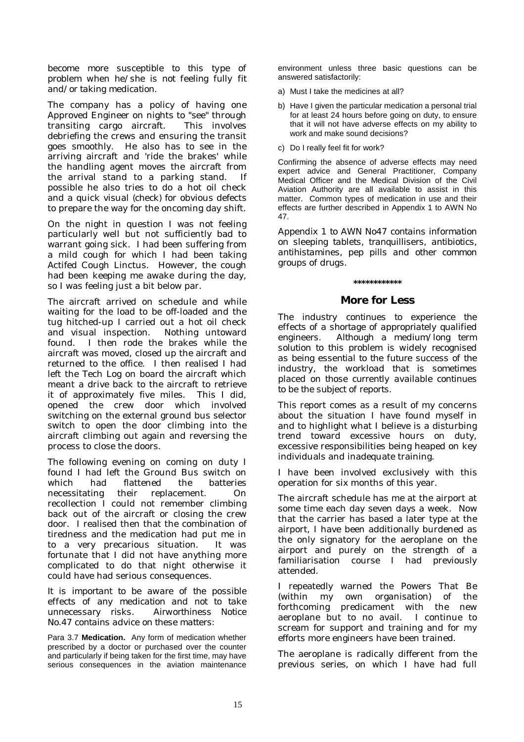become more susceptible to this type of problem when he/she is not feeling fully fit and/or taking medication.

The company has a policy of having one Approved Engineer on nights to "see" through transiting cargo aircraft. This involves debriefing the crews and ensuring the transit goes smoothly. He also has to see in the arriving aircraft and 'ride the brakes' while the handling agent moves the aircraft from the arrival stand to a parking stand. If possible he also tries to do a hot oil check and a quick visual (check) for obvious defects to prepare the way for the oncoming day shift.

On the night in question I was not feeling particularly well but not sufficiently bad to warrant going sick. I had been suffering from a mild cough for which I had been taking Actifed Cough Linctus. However, the cough had been keeping me awake during the day, so I was feeling just a bit below par.

The aircraft arrived on schedule and while waiting for the load to be off-loaded and the tug hitched-up I carried out a hot oil check and visual inspection. Nothing untoward found. I then rode the brakes while the aircraft was moved, closed up the aircraft and returned to the office. I then realised I had left the Tech Log on board the aircraft which meant a drive back to the aircraft to retrieve it of approximately five miles. This I did, opened the crew door which involved switching on the external ground bus selector switch to open the door climbing into the aircraft climbing out again and reversing the process to close the doors.

The following evening on coming on duty I found I had left the Ground Bus switch on which had flattened the batteries necessitating their replacement. On recollection I could not remember climbing back out of the aircraft or closing the crew door. I realised then that the combination of tiredness and the medication had put me in to a very precarious situation. It was fortunate that I did not have anything more complicated to do that night otherwise it could have had serious consequences.

It is important to be aware of the possible effects of any medication and not to take unnecessary risks. Airworthiness Notice No.47 contains advice on these matters:

Para 3.7 **Medication.** Any form of medication whether prescribed by a doctor or purchased over the counter and particularly if being taken for the first time, may have serious consequences in the aviation maintenance environment unless three basic questions can be answered satisfactorily:

a) Must I take the medicines at all?

b) Have I given the particular medication a personal trial for at least 24 hours before going on duty, to ensure that it will not have adverse effects on my ability to work and make sound decisions?

c) Do I really feel fit for work?

Confirming the absence of adverse effects may need expert advice and General Practitioner, Company Medical Officer and the Medical Division of the Civil Aviation Authority are all available to assist in this matter. Common types of medication in use and their effects are further described in Appendix 1 to AWN No 47.

Appendix 1 to AWN No47 contains information on sleeping tablets, tranquillisers, antibiotics, antihistamines, pep pills and other common groups of drugs.

************

## More for Less

The industry continues to experience the effects of a shortage of appropriately qualified engineers. Although a medium/long term solution to this problem is widely recognised as being essential to the future success of the industry, the workload that is sometimes placed on those currently available continues to be the subject of reports.

This report comes as a result of my concerns about the situation I have found myself in and to highlight what I believe is a disturbing trend toward excessive hours on duty, excessive responsibilities being heaped on key individuals and inadequate training.

I have been involved exclusively with this operation for six months of this year.

The aircraft schedule has me at the airport at some time each day seven days a week. Now that the carrier has based a later type at the airport, I have been additionally burdened as the only signatory for the aeroplane on the airport and purely on the strength of a familiarisation course I had previously attended.

I repeatedly warned the Powers That Be (within my own organisation) of the forthcoming predicament with the new aeroplane but to no avail. I continue to scream for support and training and for my efforts more engineers have been trained.

The aeroplane is radically different from the previous series, on which I have had full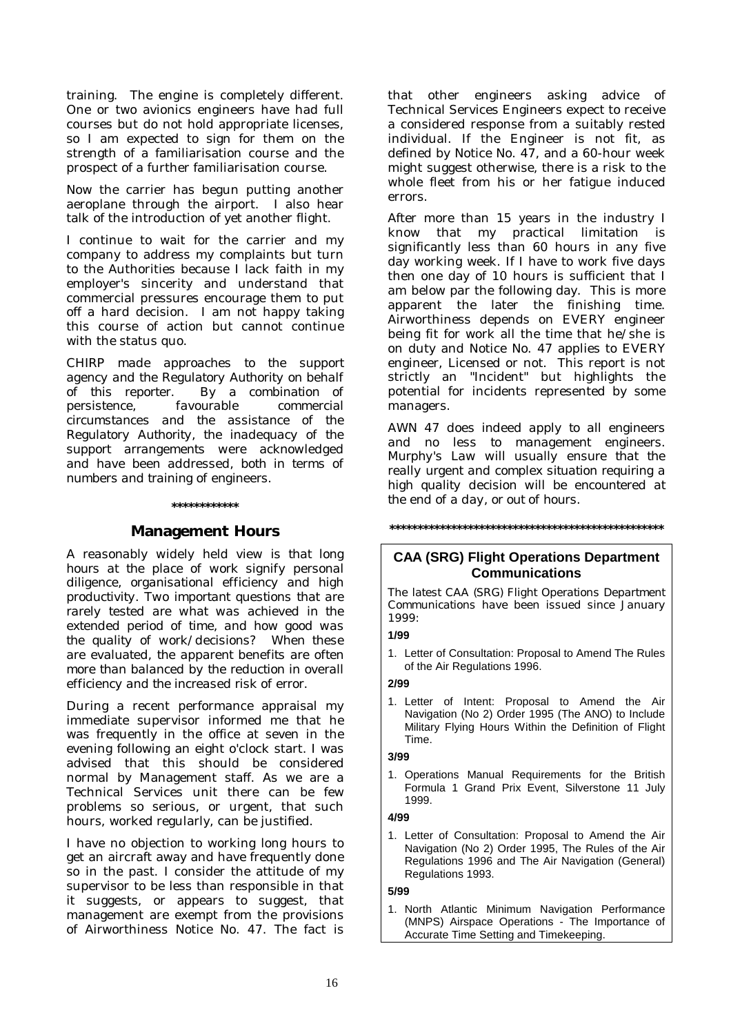training. The engine is completely different. One or two avionics engineers have had full courses but do not hold appropriate licenses, so I am expected to sign for them on the strength of a familiarisation course and the prospect of a further familiarisation course.

Now the carrier has begun putting another aeroplane through the airport. I also hear talk of the introduction of yet another flight.

I continue to wait for the carrier and my company to address my complaints but turn to the Authorities because I lack faith in my employer's sincerity and understand that commercial pressures encourage them to put off a hard decision. I am not happy taking this course of action but cannot continue with the status quo.

CHIRP made approaches to the support agency and the Regulatory Authority on behalf of this reporter. By a combination of persistence, favourable commercial circumstances and the assistance of the Regulatory Authority, the inadequacy of the support arrangements were acknowledged and have been addressed, both in terms of numbers and training of engineers.

************

## Management Hours

A reasonably widely held view is that long hours at the place of work signify personal diligence, organisational efficiency and high productivity. Two important questions that are rarely tested are what was achieved in the extended period of time, and how good was the quality of work/decisions? When these are evaluated, the apparent benefits are often more than balanced by the reduction in overall efficiency and the increased risk of error.

During a recent performance appraisal my immediate supervisor informed me that he was frequently in the office at seven in the evening following an eight o'clock start. I was advised that this should be considered normal by Management staff. As we are a Technical Services unit there can be few problems so serious, or urgent, that such hours, worked regularly, can be justified.

I have no objection to working long hours to get an aircraft away and have frequently done so in the past. I consider the attitude of my supervisor to be less than responsible in that it suggests, or appears to suggest, that management are exempt from the provisions of Airworthiness Notice No. 47. The fact is that other engineers asking advice of Technical Services Engineers expect to receive a considered response from a suitably rested individual. If the Engineer is not fit, as defined by Notice No. 47, and a 60-hour week might suggest otherwise, there is a risk to the whole fleet from his or her fatigue induced errors.

After more than 15 years in the industry I know that my practical limitation is significantly less than 60 hours in any five day working week. If I have to work five days then one day of 10 hours is sufficient that I am below par the following day. This is more apparent the later the finishing time. Airworthiness depends on EVERY engineer being fit for work all the time that he/she is on duty and Notice No. 47 applies to EVERY engineer, Licensed or not. This report is not strictly an "Incident" but highlights the potential for incidents represented by some managers.

AWN 47 does indeed apply to all engineers and no less to management engineers. Murphy's Law will usually ensure that the really urgent and complex situation requiring a high quality decision will be encountered at the end of a day, or out of hours.

**************************************************

## CAA (SRG) Flight Operations Department Communications

The latest CAA (SRG) Flight Operations Department Communications have been issued since January 1999:

**1/99**

1. Letter of Consultation: Proposal to Amend The Rules of the Air Regulations 1996.

**2/99**

1. Letter of Intent: Proposal to Amend the Air Navigation (No 2) Order 1995 (The ANO) to Include Military Flying Hours Within the Definition of Flight Time.

**3/99**

1. Operations Manual Requirements for the British Formula 1 Grand Prix Event, Silverstone 11 July 1999.

**4/99**

1. Letter of Consultation: Proposal to Amend the Air Navigation (No 2) Order 1995, The Rules of the Air Regulations 1996 and The Air Navigation (General) Regulations 1993.

**5/99**

1. North Atlantic Minimum Navigation Performance (MNPS) Airspace Operations - The Importance of Accurate Time Setting and Timekeeping.